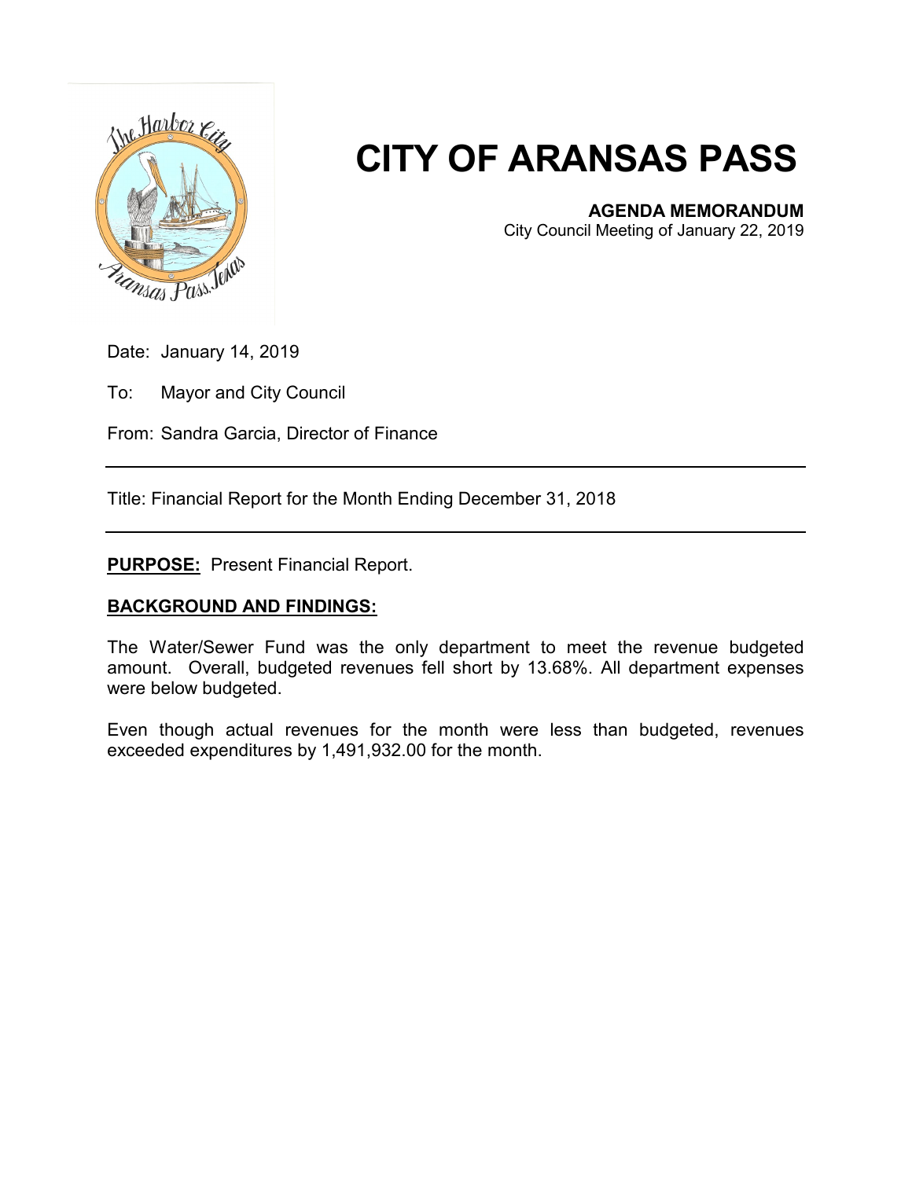# CITY OF ARANSAS PASS

**AGENDA MEMORANDUM**
City Council Meeting of January 22, 2019

Date: January 14, 2019

To: Mayor and City Council

From: Sandra Garcia, Director of Finance

---

Title: Financial Report for the Month Ending December 31, 2018

---

**PURPOSE:** Present Financial Report.

**BACKGROUND AND FINDINGS:**

The Water/Sewer Fund was the only department to meet the revenue budgeted amount. Overall, budgeted revenues fell short by 13.68%. All department expenses were below budgeted.

Even though actual revenues for the month were less than budgeted, revenues exceeded expenditures by 1,491,932.00 for the month.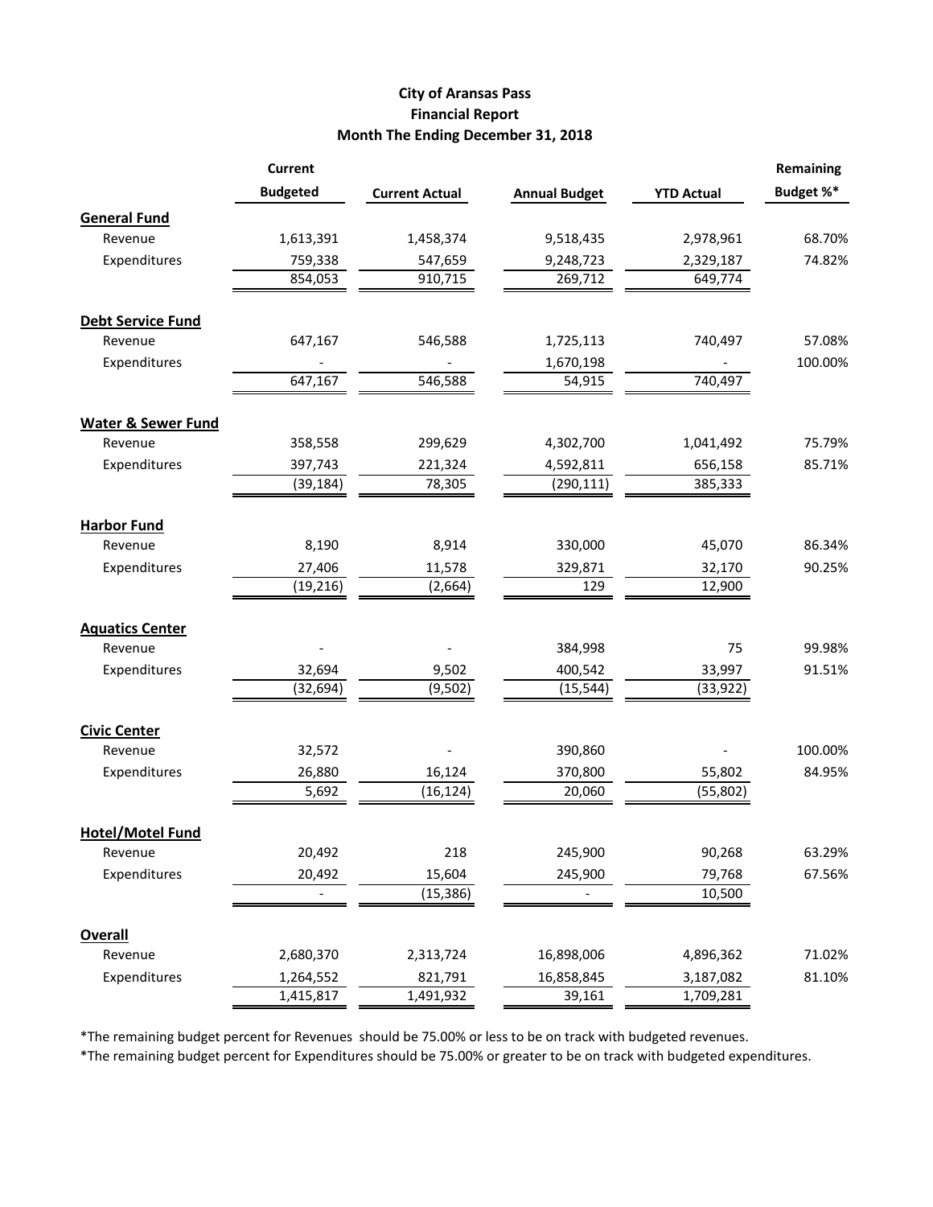# City of Aransas Pass
## Financial Report
## Month The Ending December 31, 2018

| | Current Budgeted | Current Actual | Annual Budget | YTD Actual | Remaining Budget %* |
|---|---|---|---|---|---|
| **General Fund** | | | | | |
| Revenue | 1,613,391 | 1,458,374 | 9,518,435 | 2,978,961 | 68.70% |
| Expenditures | 759,338 | 547,659 | 9,248,723 | 2,329,187 | 74.82% |
| | 854,053 | 910,715 | 269,712 | 649,774 | |
| **Debt Service Fund** | | | | | |
| Revenue | 647,167 | 546,588 | 1,725,113 | 740,497 | 57.08% |
| Expenditures | - | - | 1,670,198 | - | 100.00% |
| | 647,167 | 546,588 | 54,915 | 740,497 | |
| **Water & Sewer Fund** | | | | | |
| Revenue | 358,558 | 299,629 | 4,302,700 | 1,041,492 | 75.79% |
| Expenditures | 397,743 | 221,324 | 4,592,811 | 656,158 | 85.71% |
| | (39,184) | 78,305 | (290,111) | 385,333 | |
| **Harbor Fund** | | | | | |
| Revenue | 8,190 | 8,914 | 330,000 | 45,070 | 86.34% |
| Expenditures | 27,406 | 11,578 | 329,871 | 32,170 | 90.25% |
| | (19,216) | (2,664) | 129 | 12,900 | |
| **Aquatics Center** | | | | | |
| Revenue | - | - | 384,998 | 75 | 99.98% |
| Expenditures | 32,694 | 9,502 | 400,542 | 33,997 | 91.51% |
| | (32,694) | (9,502) | (15,544) | (33,922) | |
| **Civic Center** | | | | | |
| Revenue | 32,572 | - | 390,860 | - | 100.00% |
| Expenditures | 26,880 | 16,124 | 370,800 | 55,802 | 84.95% |
| | 5,692 | (16,124) | 20,060 | (55,802) | |
| **Hotel/Motel Fund** | | | | | |
| Revenue | 20,492 | 218 | 245,900 | 90,268 | 63.29% |
| Expenditures | 20,492 | 15,604 | 245,900 | 79,768 | 67.56% |
| | - | (15,386) | - | 10,500 | |
| **Overall** | | | | | |
| Revenue | 2,680,370 | 2,313,724 | 16,898,006 | 4,896,362 | 71.02% |
| Expenditures | 1,264,552 | 821,791 | 16,858,845 | 3,187,082 | 81.10% |
| | 1,415,817 | 1,491,932 | 39,161 | 1,709,281 | |

*The remaining budget percent for Revenues should be 75.00% or less to be on track with budgeted revenues.

*The remaining budget percent for Expenditures should be 75.00% or greater to be on track with budgeted expenditures.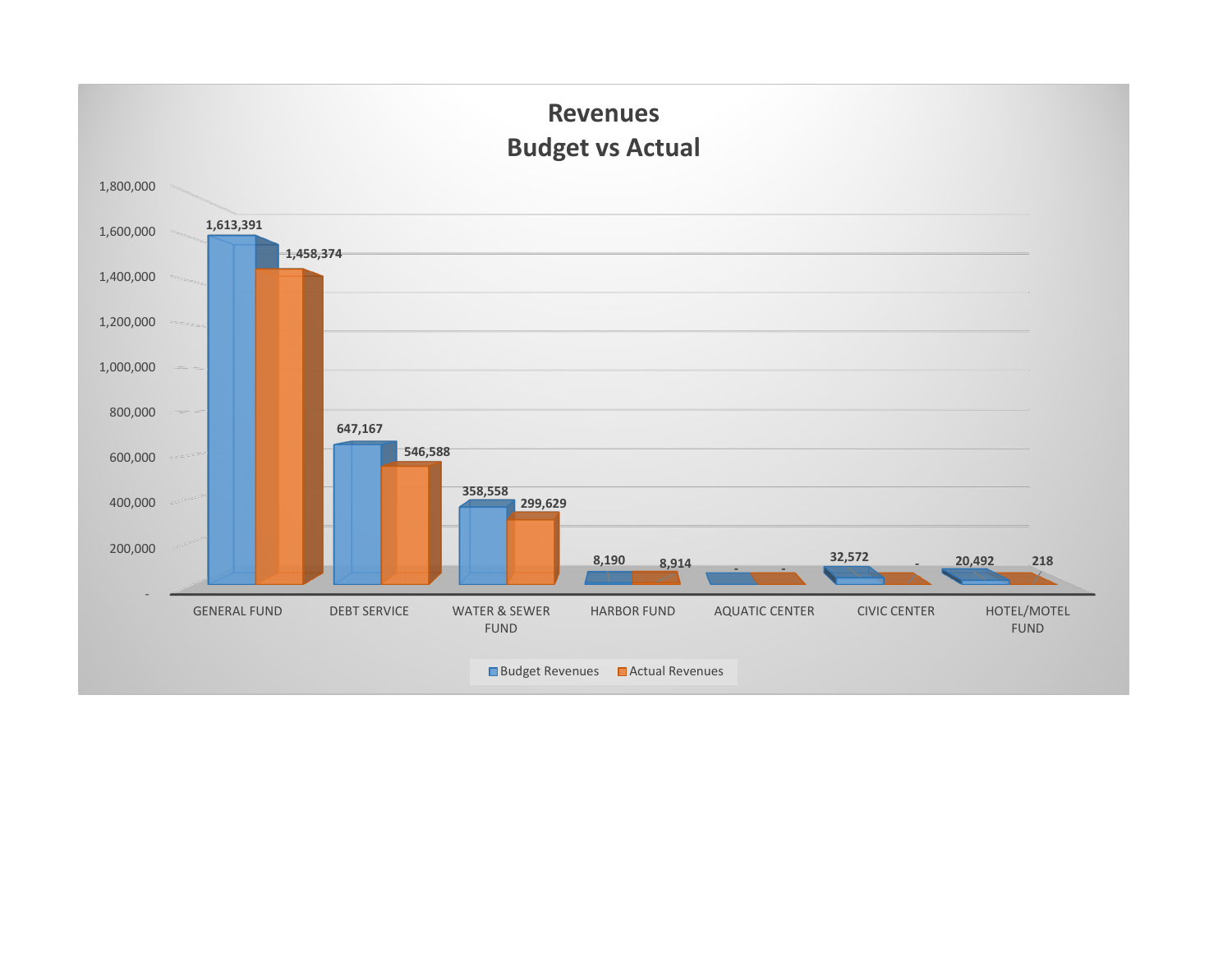# Revenues
## Budget vs Actual

| Fund | Budget Revenues | Actual Revenues |
| --- | --- | --- |
| GENERAL FUND | 1,613,391 | 1,458,374 |
| DEBT SERVICE | 647,167 | 546,588 |
| WATER & SEWER FUND | 358,558 | 299,629 |
| HARBOR FUND | 8,190 | 8,914 |
| AQUATIC CENTER | - | - |
| CIVIC CENTER | 32,572 | - |
| HOTEL/MOTEL FUND | 20,492 | 218 |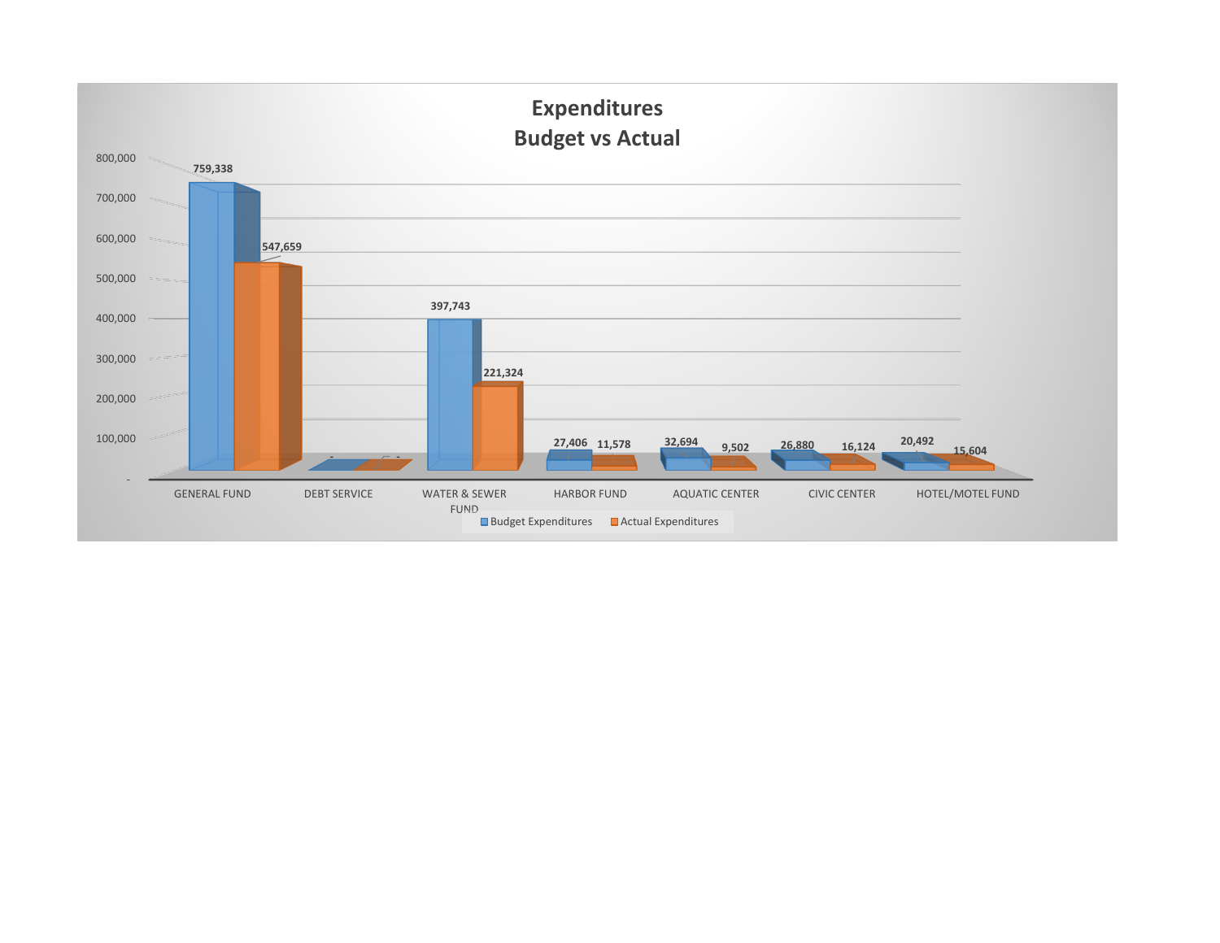# Expenditures
## Budget vs Actual

| Fund | Budget Expenditures | Actual Expenditures |
|---|---|---|
| GENERAL FUND | 759,338 | 547,659 |
| DEBT SERVICE | - | - |
| WATER & SEWER FUND | 397,743 | 221,324 |
| HARBOR FUND | 27,406 | 11,578 |
| AQUATIC CENTER | 32,694 | 9,502 |
| CIVIC CENTER | 26,880 | 16,124 |
| HOTEL/MOTEL FUND | 20,492 | 15,604 |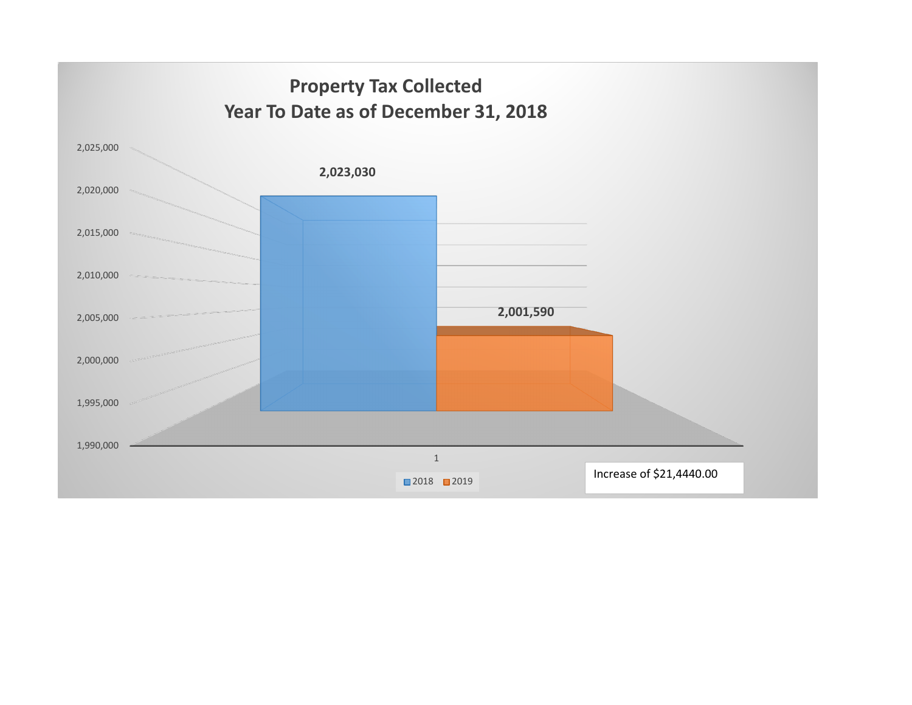## Property Tax Collected
## Year To Date as of December 31, 2018

| Year | Amount |
|---|---|
| 2018 | 2,023,030 |
| 2019 | 2,001,590 |

Increase of $21,4440.00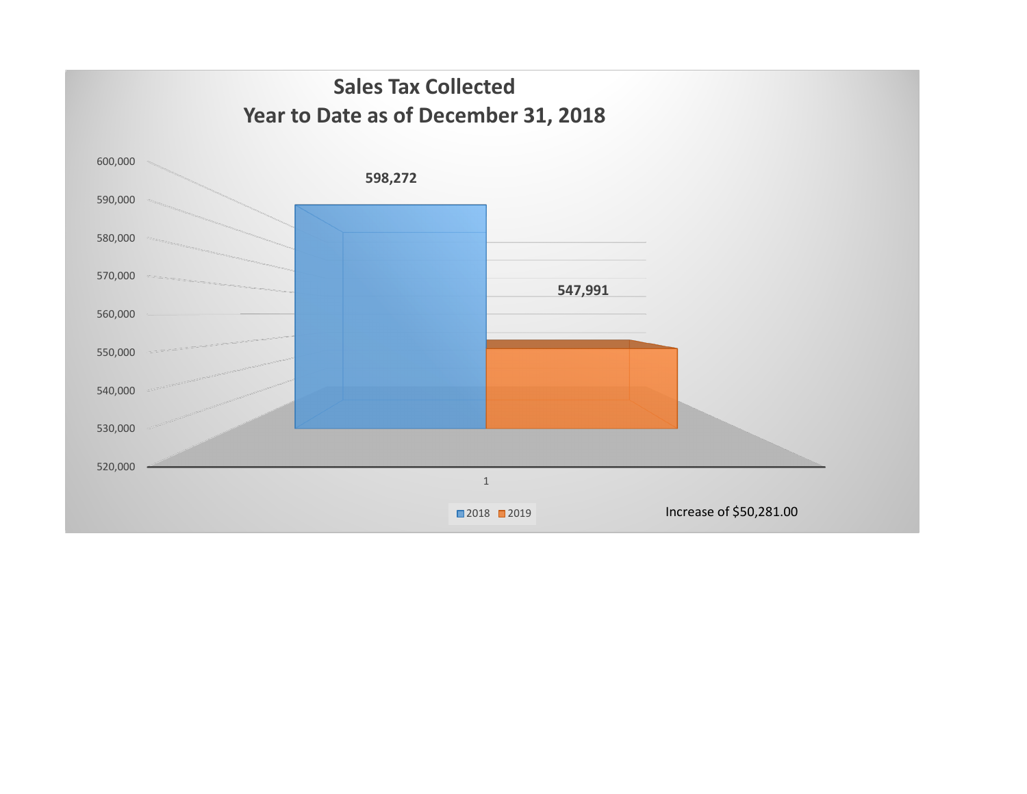## Sales Tax Collected
## Year to Date as of December 31, 2018

| | 2018 | 2019 |
|---|---|---|
| 1 | 598,272 | 547,991 |

Increase of $50,281.00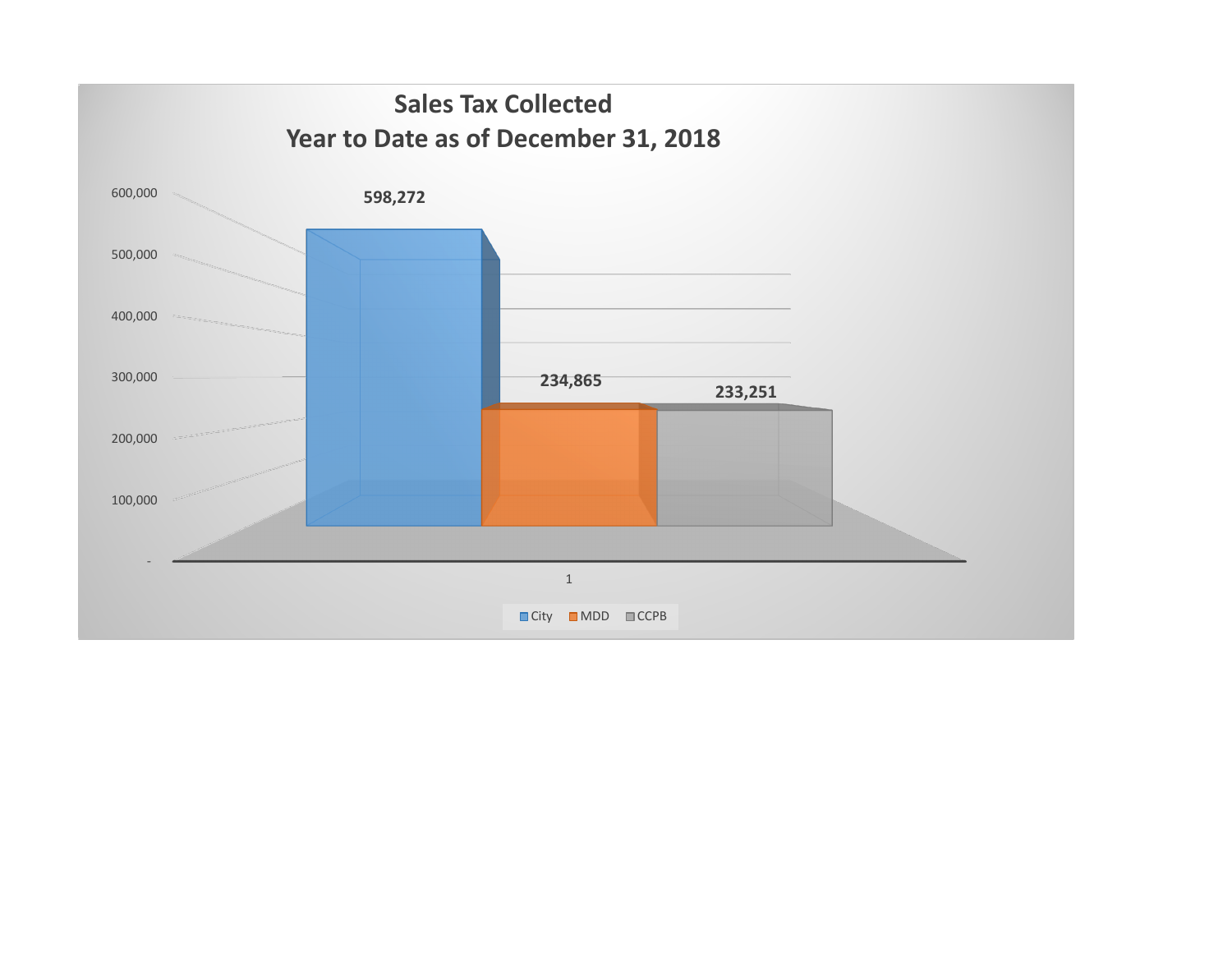Sales Tax Collected
Year to Date as of December 31, 2018

600,000
500,000
400,000
300,000
200,000
100,000
-

598,272
234,865
233,251

1

City
MDD
CCPB